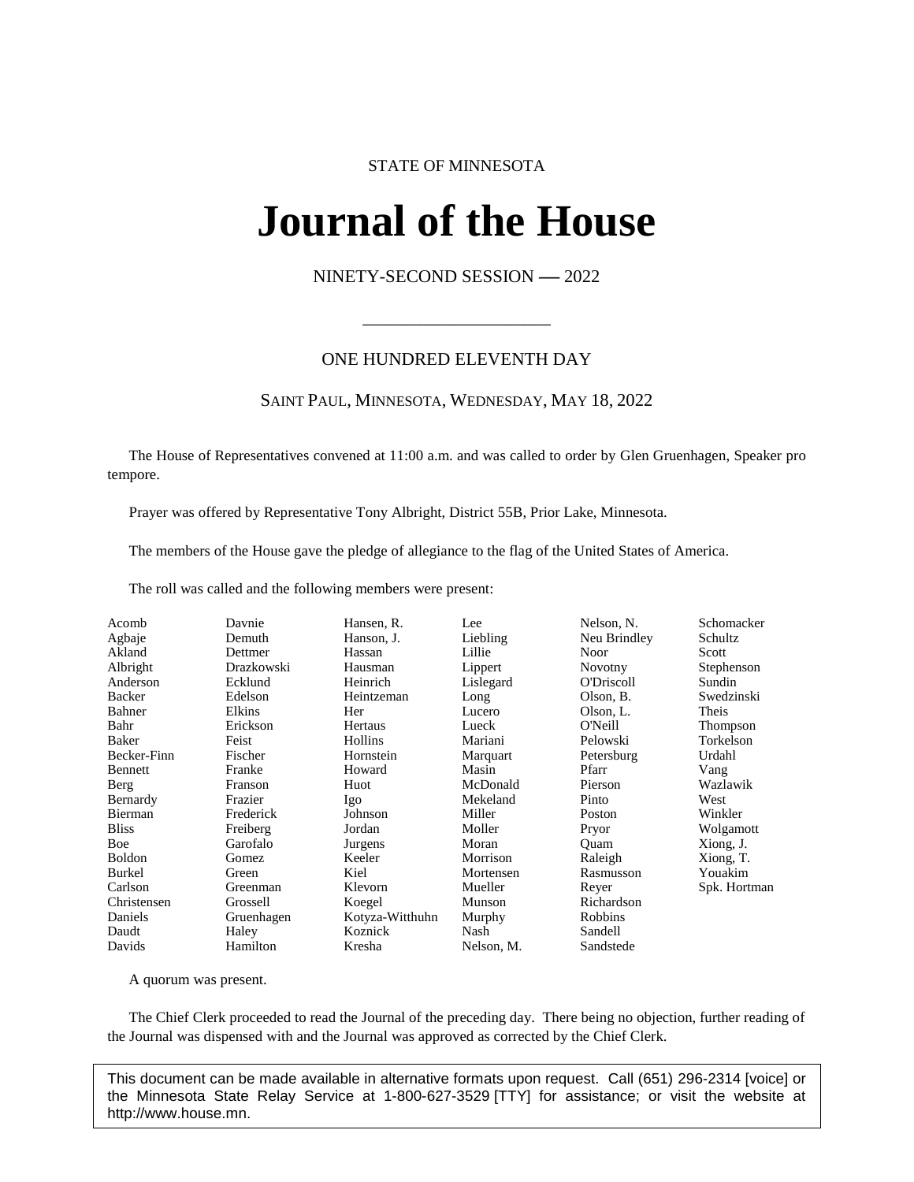STATE OF MINNESOTA

# Journal of the House

NINETY-SECOND SESSION — 2022

---

ONE HUNDRED ELEVENTH DAY

SAINT PAUL, MINNESOTA, WEDNESDAY, MAY 18, 2022

The House of Representatives convened at 11:00 a.m. and was called to order by Glen Gruenhagen, Speaker pro tempore.

Prayer was offered by Representative Tony Albright, District 55B, Prior Lake, Minnesota.

The members of the House gave the pledge of allegiance to the flag of the United States of America.

The roll was called and the following members were present:

| | | | | | |
|---|---|---|---|---|---|
| Acomb | Davnie | Hansen, R. | Lee | Nelson, N. | Schomacker |
| Agbaje | Demuth | Hanson, J. | Liebling | Neu Brindley | Schultz |
| Akland | Dettmer | Hassan | Lillie | Noor | Scott |
| Albright | Drazkowski | Hausman | Lippert | Novotny | Stephenson |
| Anderson | Ecklund | Heinrich | Lislegard | O'Driscoll | Sundin |
| Backer | Edelson | Heintzeman | Long | Olson, B. | Swedzinski |
| Bahner | Elkins | Her | Lucero | Olson, L. | Theis |
| Bahr | Erickson | Hertaus | Lueck | O'Neill | Thompson |
| Baker | Feist | Hollins | Mariani | Pelowski | Torkelson |
| Becker-Finn | Fischer | Hornstein | Marquart | Petersburg | Urdahl |
| Bennett | Franke | Howard | Masin | Pfarr | Vang |
| Berg | Franson | Huot | McDonald | Pierson | Wazlawik |
| Bernardy | Frazier | Igo | Mekeland | Pinto | West |
| Bierman | Frederick | Johnson | Miller | Poston | Winkler |
| Bliss | Freiberg | Jordan | Moller | Pryor | Wolgamott |
| Boe | Garofalo | Jurgens | Moran | Quam | Xiong, J. |
| Boldon | Gomez | Keeler | Morrison | Raleigh | Xiong, T. |
| Burkel | Green | Kiel | Mortensen | Rasmusson | Youakim |
| Carlson | Greenman | Klevorn | Mueller | Reyer | Spk. Hortman |
| Christensen | Grossell | Koegel | Munson | Richardson | |
| Daniels | Gruenhagen | Kotyza-Witthuhn | Murphy | Robbins | |
| Daudt | Haley | Koznick | Nash | Sandell | |
| Davids | Hamilton | Kresha | Nelson, M. | Sandstede | |

A quorum was present.

The Chief Clerk proceeded to read the Journal of the preceding day. There being no objection, further reading of the Journal was dispensed with and the Journal was approved as corrected by the Chief Clerk.

This document can be made available in alternative formats upon request. Call (651) 296-2314 [voice] or the Minnesota State Relay Service at 1-800-627-3529 [TTY] for assistance; or visit the website at http://www.house.mn.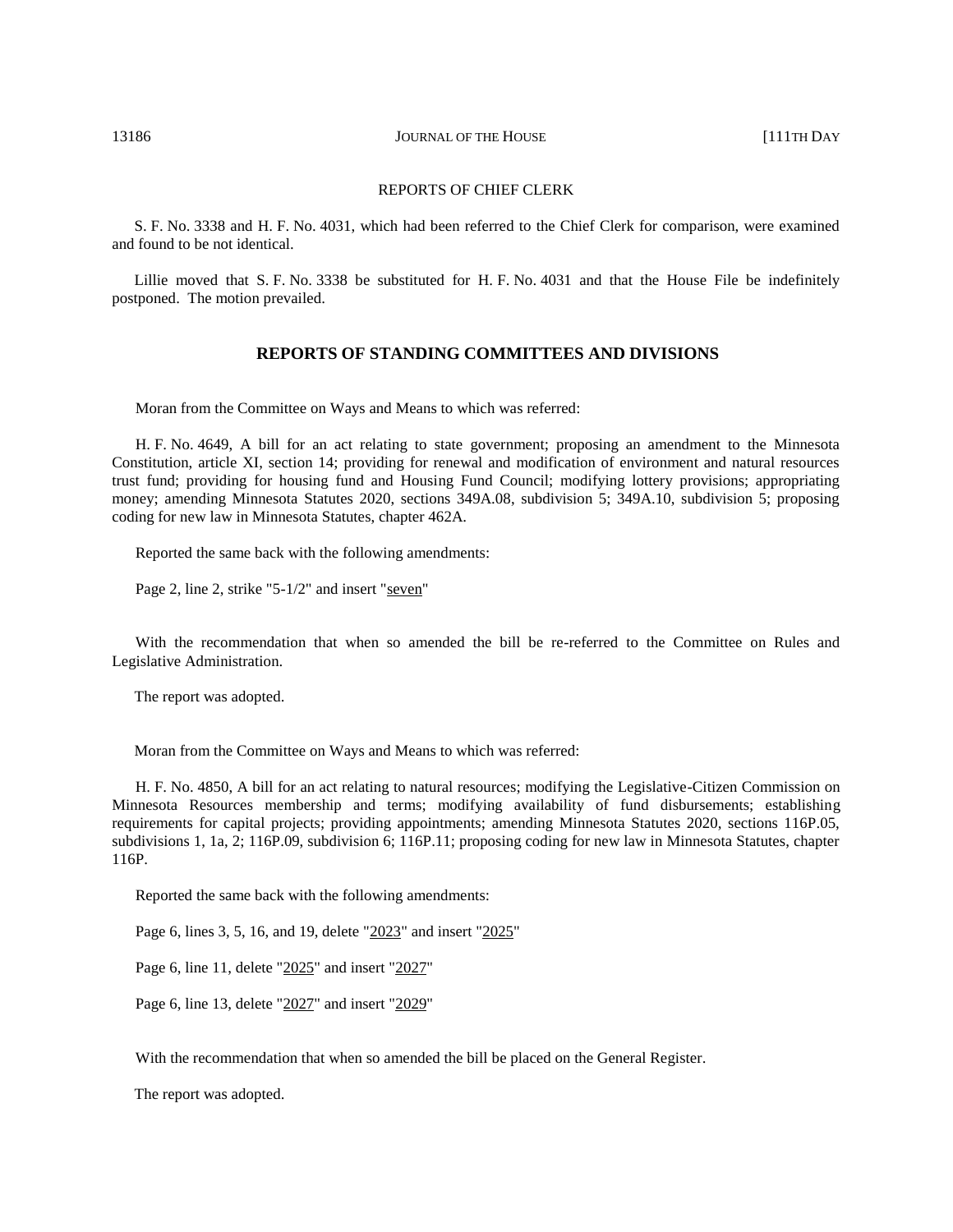REPORTS OF CHIEF CLERK

S. F. No. 3338 and H. F. No. 4031, which had been referred to the Chief Clerk for comparison, were examined and found to be not identical.

Lillie moved that S. F. No. 3338 be substituted for H. F. No. 4031 and that the House File be indefinitely postponed. The motion prevailed.

## REPORTS OF STANDING COMMITTEES AND DIVISIONS

Moran from the Committee on Ways and Means to which was referred:

H. F. No. 4649, A bill for an act relating to state government; proposing an amendment to the Minnesota Constitution, article XI, section 14; providing for renewal and modification of environment and natural resources trust fund; providing for housing fund and Housing Fund Council; modifying lottery provisions; appropriating money; amending Minnesota Statutes 2020, sections 349A.08, subdivision 5; 349A.10, subdivision 5; proposing coding for new law in Minnesota Statutes, chapter 462A.

Reported the same back with the following amendments:

Page 2, line 2, strike "5-1/2" and insert "seven"

With the recommendation that when so amended the bill be re-referred to the Committee on Rules and Legislative Administration.

The report was adopted.

Moran from the Committee on Ways and Means to which was referred:

H. F. No. 4850, A bill for an act relating to natural resources; modifying the Legislative-Citizen Commission on Minnesota Resources membership and terms; modifying availability of fund disbursements; establishing requirements for capital projects; providing appointments; amending Minnesota Statutes 2020, sections 116P.05, subdivisions 1, 1a, 2; 116P.09, subdivision 6; 116P.11; proposing coding for new law in Minnesota Statutes, chapter 116P.

Reported the same back with the following amendments:

Page 6, lines 3, 5, 16, and 19, delete "2023" and insert "2025"

Page 6, line 11, delete "2025" and insert "2027"

Page 6, line 13, delete "2027" and insert "2029"

With the recommendation that when so amended the bill be placed on the General Register.

The report was adopted.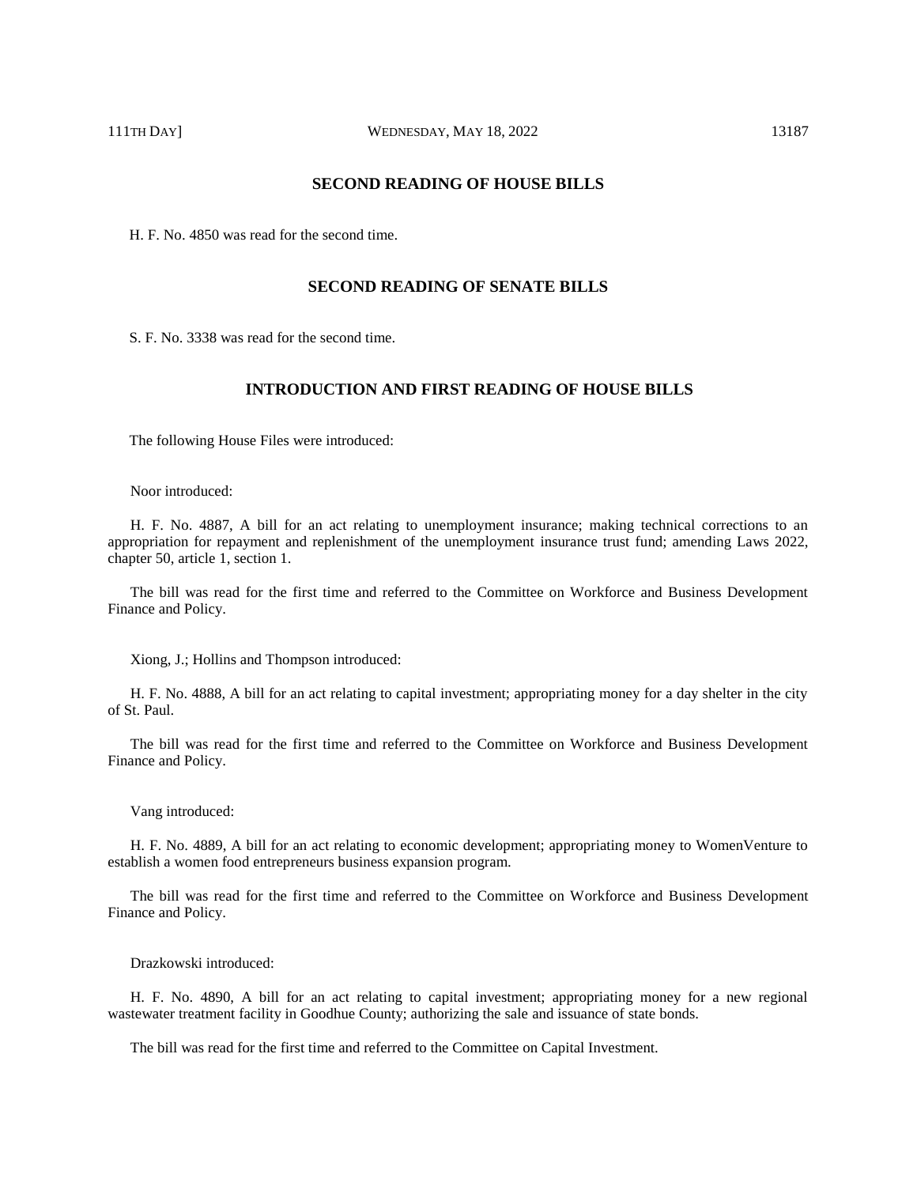## SECOND READING OF HOUSE BILLS

H. F. No. 4850 was read for the second time.

## SECOND READING OF SENATE BILLS

S. F. No. 3338 was read for the second time.

## INTRODUCTION AND FIRST READING OF HOUSE BILLS

The following House Files were introduced:

Noor introduced:

H. F. No. 4887, A bill for an act relating to unemployment insurance; making technical corrections to an appropriation for repayment and replenishment of the unemployment insurance trust fund; amending Laws 2022, chapter 50, article 1, section 1.

The bill was read for the first time and referred to the Committee on Workforce and Business Development Finance and Policy.

Xiong, J.; Hollins and Thompson introduced:

H. F. No. 4888, A bill for an act relating to capital investment; appropriating money for a day shelter in the city of St. Paul.

The bill was read for the first time and referred to the Committee on Workforce and Business Development Finance and Policy.

Vang introduced:

H. F. No. 4889, A bill for an act relating to economic development; appropriating money to WomenVenture to establish a women food entrepreneurs business expansion program.

The bill was read for the first time and referred to the Committee on Workforce and Business Development Finance and Policy.

Drazkowski introduced:

H. F. No. 4890, A bill for an act relating to capital investment; appropriating money for a new regional wastewater treatment facility in Goodhue County; authorizing the sale and issuance of state bonds.

The bill was read for the first time and referred to the Committee on Capital Investment.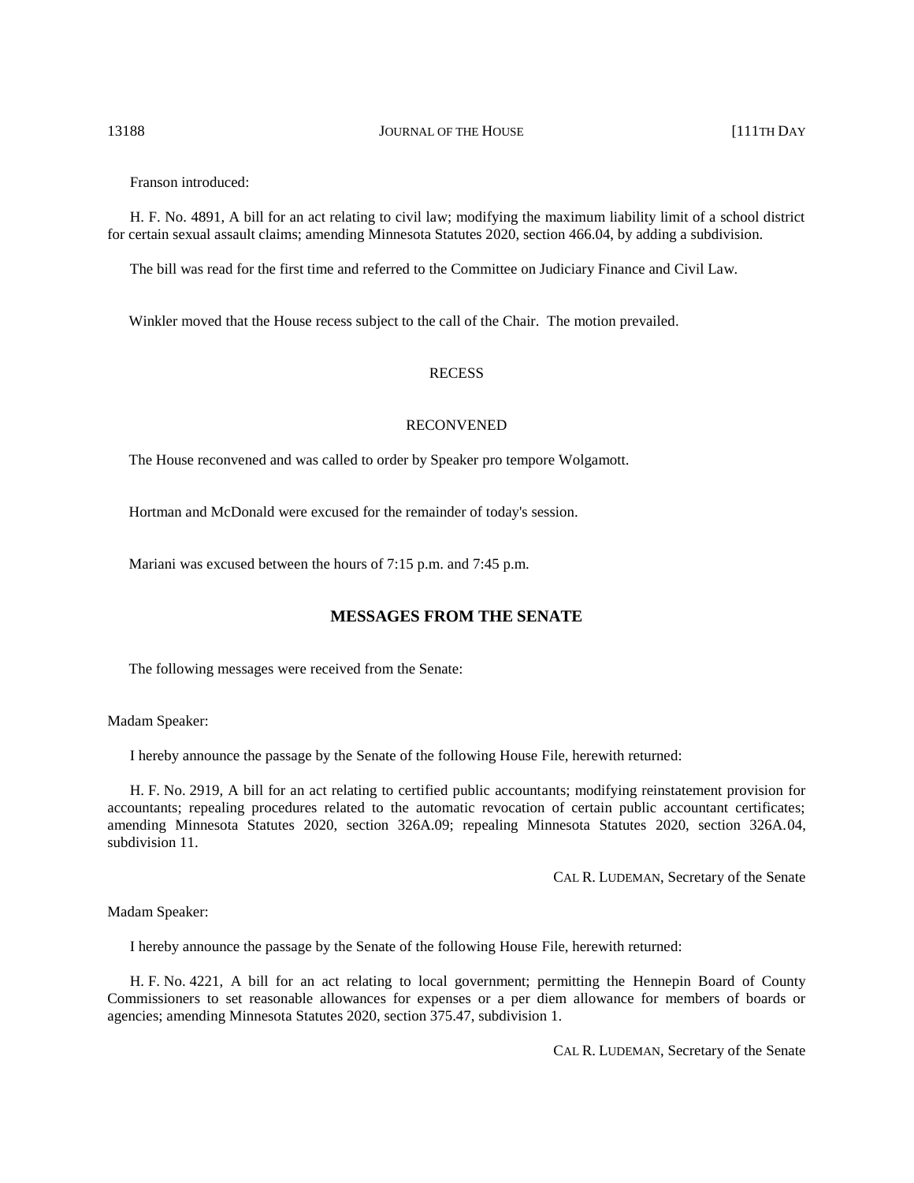Franson introduced:

H. F. No. 4891, A bill for an act relating to civil law; modifying the maximum liability limit of a school district for certain sexual assault claims; amending Minnesota Statutes 2020, section 466.04, by adding a subdivision.

The bill was read for the first time and referred to the Committee on Judiciary Finance and Civil Law.

Winkler moved that the House recess subject to the call of the Chair. The motion prevailed.

RECESS

RECONVENED

The House reconvened and was called to order by Speaker pro tempore Wolgamott.

Hortman and McDonald were excused for the remainder of today's session.

Mariani was excused between the hours of 7:15 p.m. and 7:45 p.m.

## MESSAGES FROM THE SENATE

The following messages were received from the Senate:

Madam Speaker:

I hereby announce the passage by the Senate of the following House File, herewith returned:

H. F. No. 2919, A bill for an act relating to certified public accountants; modifying reinstatement provision for accountants; repealing procedures related to the automatic revocation of certain public accountant certificates; amending Minnesota Statutes 2020, section 326A.09; repealing Minnesota Statutes 2020, section 326A.04, subdivision 11.

CAL R. LUDEMAN, Secretary of the Senate

Madam Speaker:

I hereby announce the passage by the Senate of the following House File, herewith returned:

H. F. No. 4221, A bill for an act relating to local government; permitting the Hennepin Board of County Commissioners to set reasonable allowances for expenses or a per diem allowance for members of boards or agencies; amending Minnesota Statutes 2020, section 375.47, subdivision 1.

CAL R. LUDEMAN, Secretary of the Senate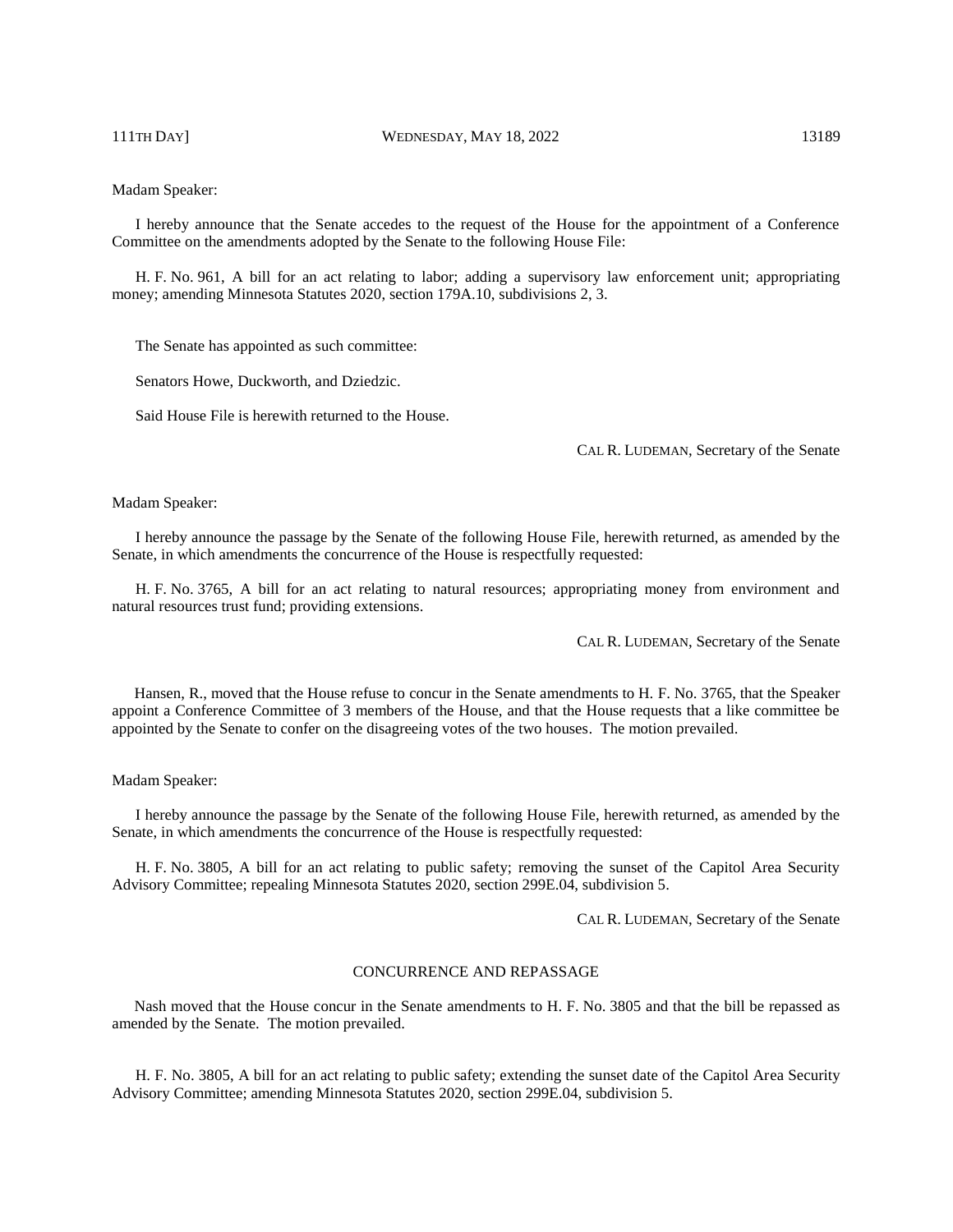Madam Speaker:

I hereby announce that the Senate accedes to the request of the House for the appointment of a Conference Committee on the amendments adopted by the Senate to the following House File:

H. F. No. 961, A bill for an act relating to labor; adding a supervisory law enforcement unit; appropriating money; amending Minnesota Statutes 2020, section 179A.10, subdivisions 2, 3.

The Senate has appointed as such committee:

Senators Howe, Duckworth, and Dziedzic.

Said House File is herewith returned to the House.

CAL R. LUDEMAN, Secretary of the Senate

Madam Speaker:

I hereby announce the passage by the Senate of the following House File, herewith returned, as amended by the Senate, in which amendments the concurrence of the House is respectfully requested:

H. F. No. 3765, A bill for an act relating to natural resources; appropriating money from environment and natural resources trust fund; providing extensions.

CAL R. LUDEMAN, Secretary of the Senate

Hansen, R., moved that the House refuse to concur in the Senate amendments to H. F. No. 3765, that the Speaker appoint a Conference Committee of 3 members of the House, and that the House requests that a like committee be appointed by the Senate to confer on the disagreeing votes of the two houses. The motion prevailed.

Madam Speaker:

I hereby announce the passage by the Senate of the following House File, herewith returned, as amended by the Senate, in which amendments the concurrence of the House is respectfully requested:

H. F. No. 3805, A bill for an act relating to public safety; removing the sunset of the Capitol Area Security Advisory Committee; repealing Minnesota Statutes 2020, section 299E.04, subdivision 5.

CAL R. LUDEMAN, Secretary of the Senate

## CONCURRENCE AND REPASSAGE

Nash moved that the House concur in the Senate amendments to H. F. No. 3805 and that the bill be repassed as amended by the Senate. The motion prevailed.

H. F. No. 3805, A bill for an act relating to public safety; extending the sunset date of the Capitol Area Security Advisory Committee; amending Minnesota Statutes 2020, section 299E.04, subdivision 5.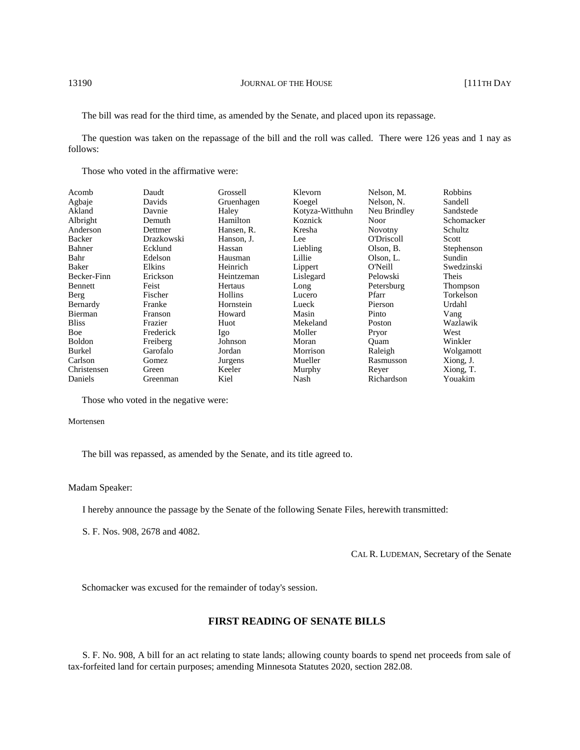The bill was read for the third time, as amended by the Senate, and placed upon its repassage.

The question was taken on the repassage of the bill and the roll was called. There were 126 yeas and 1 nay as follows:

Those who voted in the affirmative were:

| | | | | | |
|---|---|---|---|---|---|
| Acomb | Daudt | Grossell | Klevorn | Nelson, M. | Robbins |
| Agbaje | Davids | Gruenhagen | Koegel | Nelson, N. | Sandell |
| Akland | Davnie | Haley | Kotyza-Witthuhn | Neu Brindley | Sandstede |
| Albright | Demuth | Hamilton | Koznick | Noor | Schomacker |
| Anderson | Dettmer | Hansen, R. | Kresha | Novotny | Schultz |
| Backer | Drazkowski | Hanson, J. | Lee | O'Driscoll | Scott |
| Bahner | Ecklund | Hassan | Liebling | Olson, B. | Stephenson |
| Bahr | Edelson | Hausman | Lillie | Olson, L. | Sundin |
| Baker | Elkins | Heinrich | Lippert | O'Neill | Swedzinski |
| Becker-Finn | Erickson | Heintzeman | Lislegard | Pelowski | Theis |
| Bennett | Feist | Hertaus | Long | Petersburg | Thompson |
| Berg | Fischer | Hollins | Lucero | Pfarr | Torkelson |
| Bernardy | Franke | Hornstein | Lueck | Pierson | Urdahl |
| Bierman | Franson | Howard | Masin | Pinto | Vang |
| Bliss | Frazier | Huot | Mekeland | Poston | Wazlawik |
| Boe | Frederick | Igo | Moller | Pryor | West |
| Boldon | Freiberg | Johnson | Moran | Quam | Winkler |
| Burkel | Garofalo | Jordan | Morrison | Raleigh | Wolgamott |
| Carlson | Gomez | Jurgens | Mueller | Rasmusson | Xiong, J. |
| Christensen | Green | Keeler | Murphy | Reyer | Xiong, T. |
| Daniels | Greenman | Kiel | Nash | Richardson | Youakim |

Those who voted in the negative were:

Mortensen

The bill was repassed, as amended by the Senate, and its title agreed to.

Madam Speaker:

I hereby announce the passage by the Senate of the following Senate Files, herewith transmitted:

S. F. Nos. 908, 2678 and 4082.

CAL R. LUDEMAN, Secretary of the Senate

Schomacker was excused for the remainder of today's session.

## FIRST READING OF SENATE BILLS

S. F. No. 908, A bill for an act relating to state lands; allowing county boards to spend net proceeds from sale of tax-forfeited land for certain purposes; amending Minnesota Statutes 2020, section 282.08.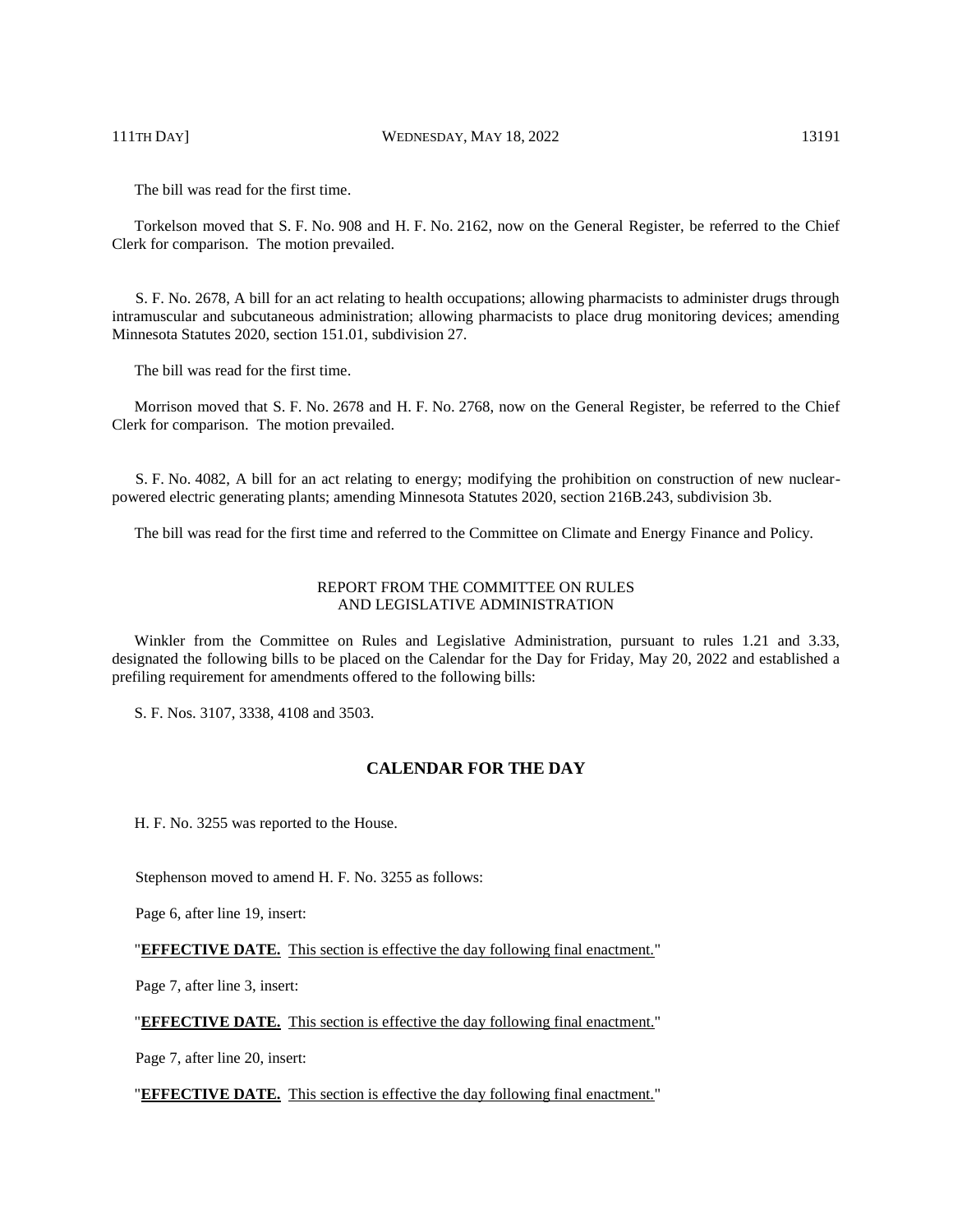The bill was read for the first time.

Torkelson moved that S. F. No. 908 and H. F. No. 2162, now on the General Register, be referred to the Chief Clerk for comparison. The motion prevailed.

S. F. No. 2678, A bill for an act relating to health occupations; allowing pharmacists to administer drugs through intramuscular and subcutaneous administration; allowing pharmacists to place drug monitoring devices; amending Minnesota Statutes 2020, section 151.01, subdivision 27.

The bill was read for the first time.

Morrison moved that S. F. No. 2678 and H. F. No. 2768, now on the General Register, be referred to the Chief Clerk for comparison. The motion prevailed.

S. F. No. 4082, A bill for an act relating to energy; modifying the prohibition on construction of new nuclear-powered electric generating plants; amending Minnesota Statutes 2020, section 216B.243, subdivision 3b.

The bill was read for the first time and referred to the Committee on Climate and Energy Finance and Policy.

REPORT FROM THE COMMITTEE ON RULES AND LEGISLATIVE ADMINISTRATION

Winkler from the Committee on Rules and Legislative Administration, pursuant to rules 1.21 and 3.33, designated the following bills to be placed on the Calendar for the Day for Friday, May 20, 2022 and established a prefiling requirement for amendments offered to the following bills:

S. F. Nos. 3107, 3338, 4108 and 3503.

## CALENDAR FOR THE DAY

H. F. No. 3255 was reported to the House.

Stephenson moved to amend H. F. No. 3255 as follows:

Page 6, after line 19, insert:

"**EFFECTIVE DATE.** This section is effective the day following final enactment."

Page 7, after line 3, insert:

"**EFFECTIVE DATE.** This section is effective the day following final enactment."

Page 7, after line 20, insert:

"**EFFECTIVE DATE.** This section is effective the day following final enactment."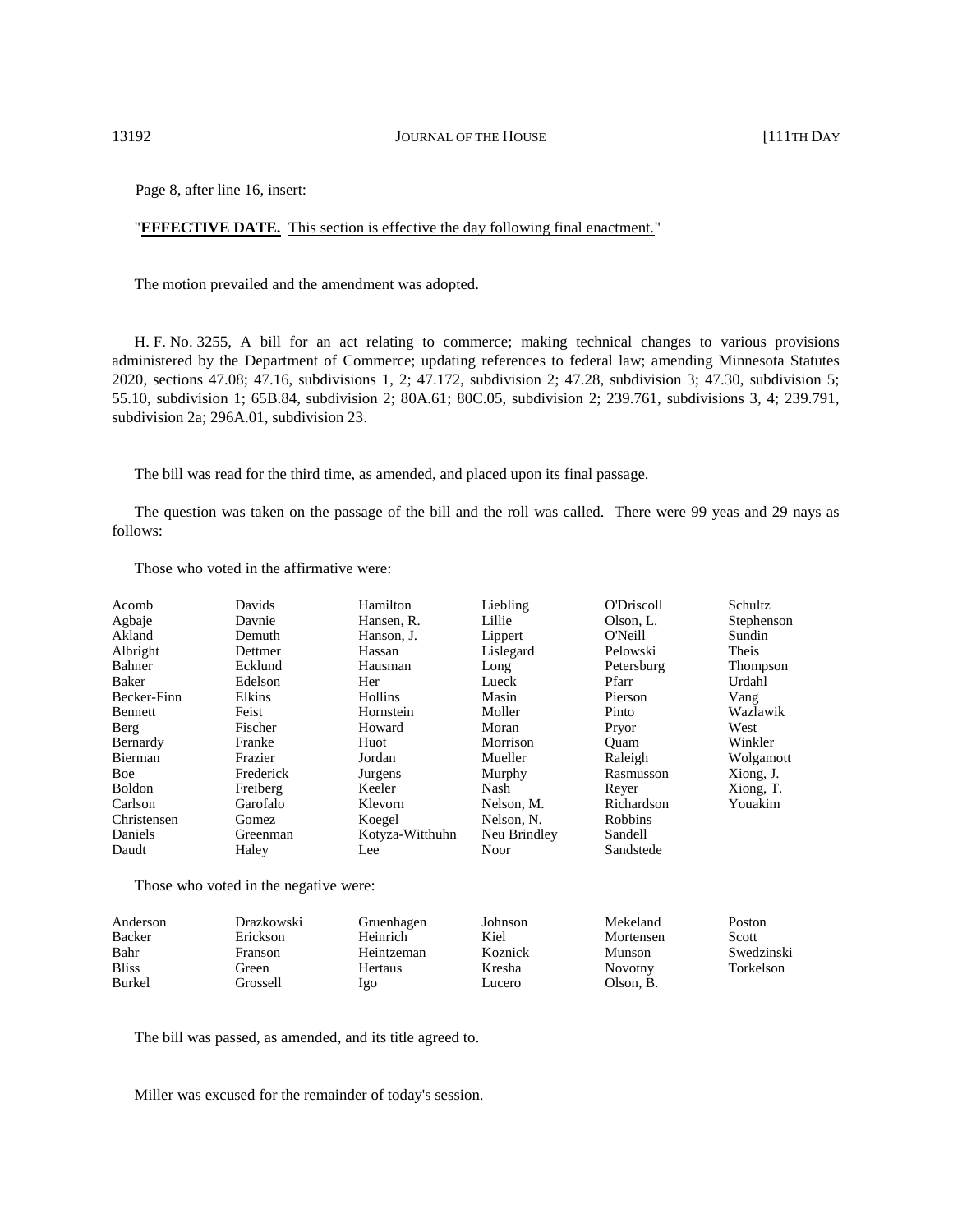Page 8, after line 16, insert:

"**<u>EFFECTIVE DATE.</u>** <u>This section is effective the day following final enactment.</u>"

The motion prevailed and the amendment was adopted.

H. F. No. 3255, A bill for an act relating to commerce; making technical changes to various provisions administered by the Department of Commerce; updating references to federal law; amending Minnesota Statutes 2020, sections 47.08; 47.16, subdivisions 1, 2; 47.172, subdivision 2; 47.28, subdivision 3; 47.30, subdivision 5; 55.10, subdivision 1; 65B.84, subdivision 2; 80A.61; 80C.05, subdivision 2; 239.761, subdivisions 3, 4; 239.791, subdivision 2a; 296A.01, subdivision 23.

The bill was read for the third time, as amended, and placed upon its final passage.

The question was taken on the passage of the bill and the roll was called. There were 99 yeas and 29 nays as follows:

Those who voted in the affirmative were:

| | | | | | |
|---|---|---|---|---|---|
| Acomb | Davids | Hamilton | Liebling | O'Driscoll | Schultz |
| Agbaje | Davnie | Hansen, R. | Lillie | Olson, L. | Stephenson |
| Akland | Demuth | Hanson, J. | Lippert | O'Neill | Sundin |
| Albright | Dettmer | Hassan | Lislegard | Pelowski | Theis |
| Bahner | Ecklund | Hausman | Long | Petersburg | Thompson |
| Baker | Edelson | Her | Lueck | Pfarr | Urdahl |
| Becker-Finn | Elkins | Hollins | Masin | Pierson | Vang |
| Bennett | Feist | Hornstein | Moller | Pinto | Wazlawik |
| Berg | Fischer | Howard | Moran | Pryor | West |
| Bernardy | Franke | Huot | Morrison | Quam | Winkler |
| Bierman | Frazier | Jordan | Mueller | Raleigh | Wolgamott |
| Boe | Frederick | Jurgens | Murphy | Rasmusson | Xiong, J. |
| Boldon | Freiberg | Keeler | Nash | Reyer | Xiong, T. |
| Carlson | Garofalo | Klevorn | Nelson, M. | Richardson | Youakim |
| Christensen | Gomez | Koegel | Nelson, N. | Robbins | |
| Daniels | Greenman | Kotyza-Witthuhn | Neu Brindley | Sandell | |
| Daudt | Haley | Lee | Noor | Sandstede | |

Those who voted in the negative were:

| | | | | | |
|---|---|---|---|---|---|
| Anderson | Drazkowski | Gruenhagen | Johnson | Mekeland | Poston |
| Backer | Erickson | Heinrich | Kiel | Mortensen | Scott |
| Bahr | Franson | Heintzeman | Koznick | Munson | Swedzinski |
| Bliss | Green | Hertaus | Kresha | Novotny | Torkelson |
| Burkel | Grossell | Igo | Lucero | Olson, B. | |

The bill was passed, as amended, and its title agreed to.

Miller was excused for the remainder of today's session.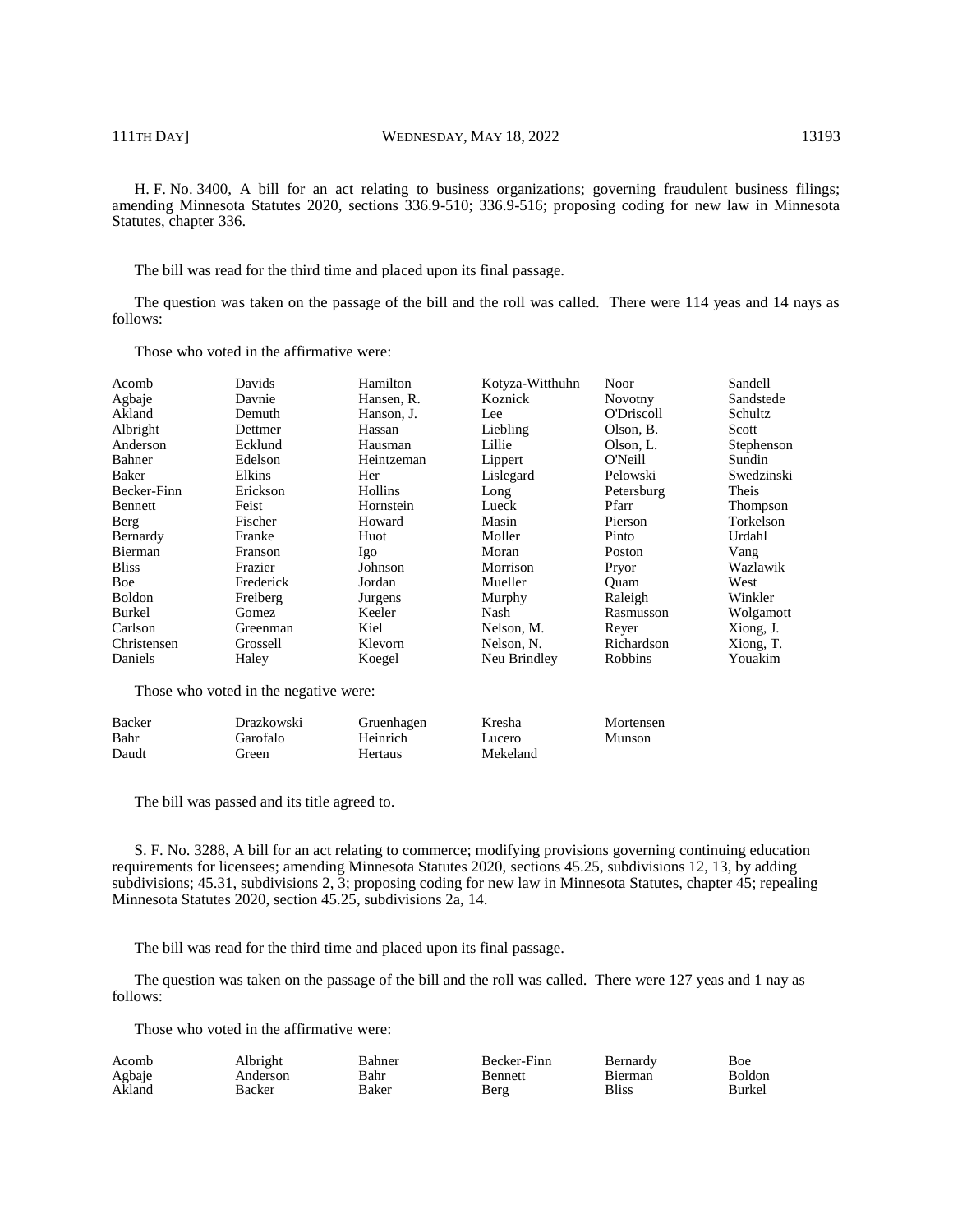H. F. No. 3400, A bill for an act relating to business organizations; governing fraudulent business filings; amending Minnesota Statutes 2020, sections 336.9-510; 336.9-516; proposing coding for new law in Minnesota Statutes, chapter 336.

The bill was read for the third time and placed upon its final passage.

The question was taken on the passage of the bill and the roll was called. There were 114 yeas and 14 nays as follows:

Those who voted in the affirmative were:

| | | | | | |
|---|---|---|---|---|---|
| Acomb | Davids | Hamilton | Kotyza-Witthuhn | Noor | Sandell |
| Agbaje | Davnie | Hansen, R. | Koznick | Novotny | Sandstede |
| Akland | Demuth | Hanson, J. | Lee | O'Driscoll | Schultz |
| Albright | Dettmer | Hassan | Liebling | Olson, B. | Scott |
| Anderson | Ecklund | Hausman | Lillie | Olson, L. | Stephenson |
| Bahner | Edelson | Heintzeman | Lippert | O'Neill | Sundin |
| Baker | Elkins | Her | Lislegard | Pelowski | Swedzinski |
| Becker-Finn | Erickson | Hollins | Long | Petersburg | Theis |
| Bennett | Feist | Hornstein | Lueck | Pfarr | Thompson |
| Berg | Fischer | Howard | Masin | Pierson | Torkelson |
| Bernardy | Franke | Huot | Moller | Pinto | Urdahl |
| Bierman | Franson | Igo | Moran | Poston | Vang |
| Bliss | Frazier | Johnson | Morrison | Pryor | Wazlawik |
| Boe | Frederick | Jordan | Mueller | Quam | West |
| Boldon | Freiberg | Jurgens | Murphy | Raleigh | Winkler |
| Burkel | Gomez | Keeler | Nash | Rasmusson | Wolgamott |
| Carlson | Greenman | Kiel | Nelson, M. | Reyer | Xiong, J. |
| Christensen | Grossell | Klevorn | Nelson, N. | Richardson | Xiong, T. |
| Daniels | Haley | Koegel | Neu Brindley | Robbins | Youakim |

Those who voted in the negative were:

| | | | | |
|---|---|---|---|---|
| Backer | Drazkowski | Gruenhagen | Kresha | Mortensen |
| Bahr | Garofalo | Heinrich | Lucero | Munson |
| Daudt | Green | Hertaus | Mekeland | |

The bill was passed and its title agreed to.

S. F. No. 3288, A bill for an act relating to commerce; modifying provisions governing continuing education requirements for licensees; amending Minnesota Statutes 2020, sections 45.25, subdivisions 12, 13, by adding subdivisions; 45.31, subdivisions 2, 3; proposing coding for new law in Minnesota Statutes, chapter 45; repealing Minnesota Statutes 2020, section 45.25, subdivisions 2a, 14.

The bill was read for the third time and placed upon its final passage.

The question was taken on the passage of the bill and the roll was called. There were 127 yeas and 1 nay as follows:

Those who voted in the affirmative were:

| | | | | | |
|---|---|---|---|---|---|
| Acomb | Albright | Bahner | Becker-Finn | Bernardy | Boe |
| Agbaje | Anderson | Bahr | Bennett | Bierman | Boldon |
| Akland | Backer | Baker | Berg | Bliss | Burkel |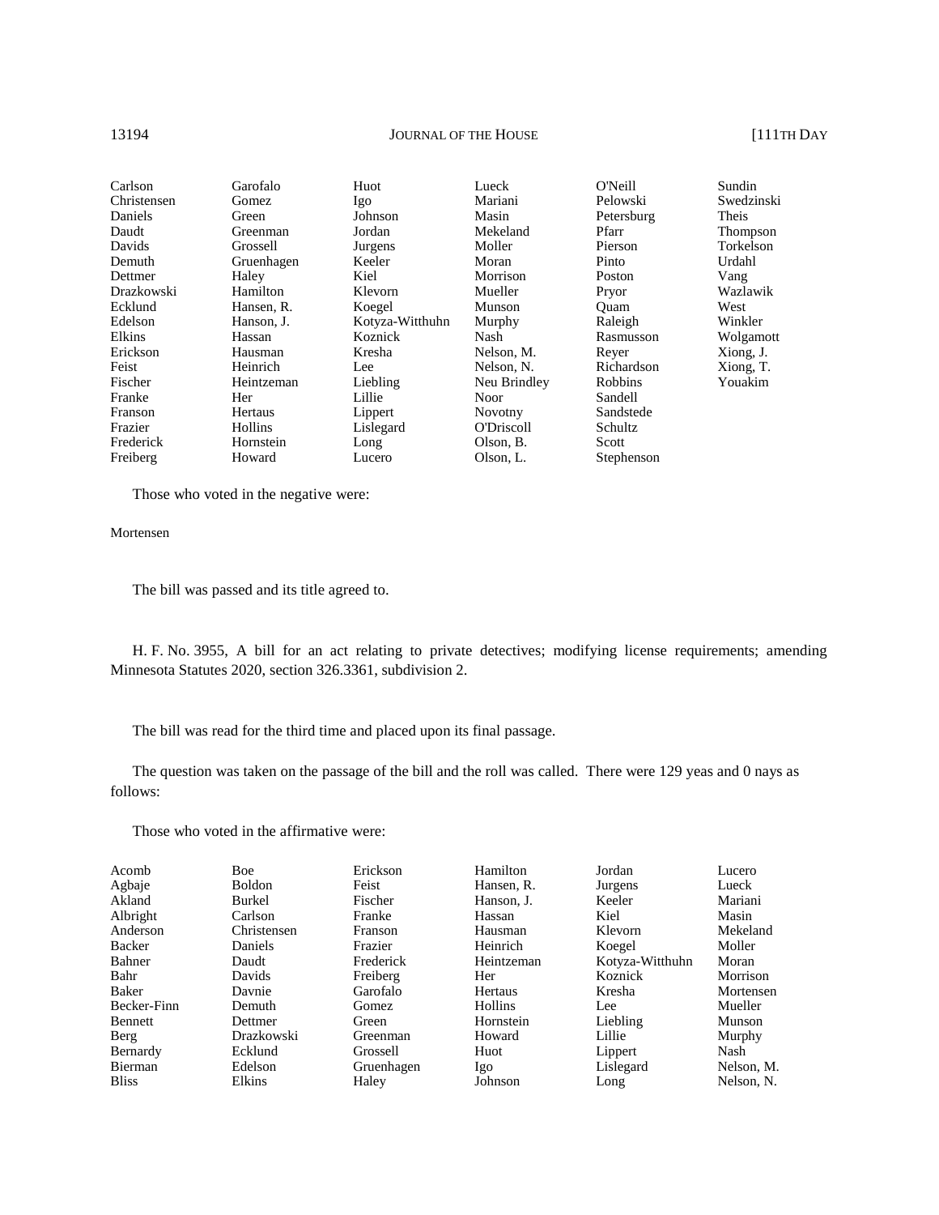| | | | | | |
|---|---|---|---|---|---|
| Carlson | Garofalo | Huot | Lueck | O'Neill | Sundin |
| Christensen | Gomez | Igo | Mariani | Pelowski | Swedzinski |
| Daniels | Green | Johnson | Masin | Petersburg | Theis |
| Daudt | Greenman | Jordan | Mekeland | Pfarr | Thompson |
| Davids | Grossell | Jurgens | Moller | Pierson | Torkelson |
| Demuth | Gruenhagen | Keeler | Moran | Pinto | Urdahl |
| Dettmer | Haley | Kiel | Morrison | Poston | Vang |
| Drazkowski | Hamilton | Klevorn | Mueller | Pryor | Wazlawik |
| Ecklund | Hansen, R. | Koegel | Munson | Quam | West |
| Edelson | Hanson, J. | Kotyza-Witthuhn | Murphy | Raleigh | Winkler |
| Elkins | Hassan | Koznick | Nash | Rasmusson | Wolgamott |
| Erickson | Hausman | Kresha | Nelson, M. | Reyer | Xiong, J. |
| Feist | Heinrich | Lee | Nelson, N. | Richardson | Xiong, T. |
| Fischer | Heintzeman | Liebling | Neu Brindley | Robbins | Youakim |
| Franke | Her | Lillie | Noor | Sandell | |
| Franson | Hertaus | Lippert | Novotny | Sandstede | |
| Frazier | Hollins | Lislegard | O'Driscoll | Schultz | |
| Frederick | Hornstein | Long | Olson, B. | Scott | |
| Freiberg | Howard | Lucero | Olson, L. | Stephenson | |

Those who voted in the negative were:

Mortensen

The bill was passed and its title agreed to.

H. F. No. 3955, A bill for an act relating to private detectives; modifying license requirements; amending Minnesota Statutes 2020, section 326.3361, subdivision 2.

The bill was read for the third time and placed upon its final passage.

The question was taken on the passage of the bill and the roll was called. There were 129 yeas and 0 nays as follows:

Those who voted in the affirmative were:

| | | | | | |
|---|---|---|---|---|---|
| Acomb | Boe | Erickson | Hamilton | Jordan | Lucero |
| Agbaje | Boldon | Feist | Hansen, R. | Jurgens | Lueck |
| Akland | Burkel | Fischer | Hanson, J. | Keeler | Mariani |
| Albright | Carlson | Franke | Hassan | Kiel | Masin |
| Anderson | Christensen | Franson | Hausman | Klevorn | Mekeland |
| Backer | Daniels | Frazier | Heinrich | Koegel | Moller |
| Bahner | Daudt | Frederick | Heintzeman | Kotyza-Witthuhn | Moran |
| Bahr | Davids | Freiberg | Her | Koznick | Morrison |
| Baker | Davnie | Garofalo | Hertaus | Kresha | Mortensen |
| Becker-Finn | Demuth | Gomez | Hollins | Lee | Mueller |
| Bennett | Dettmer | Green | Hornstein | Liebling | Munson |
| Berg | Drazkowski | Greenman | Howard | Lillie | Murphy |
| Bernardy | Ecklund | Grossell | Huot | Lippert | Nash |
| Bierman | Edelson | Gruenhagen | Igo | Lislegard | Nelson, M. |
| Bliss | Elkins | Haley | Johnson | Long | Nelson, N. |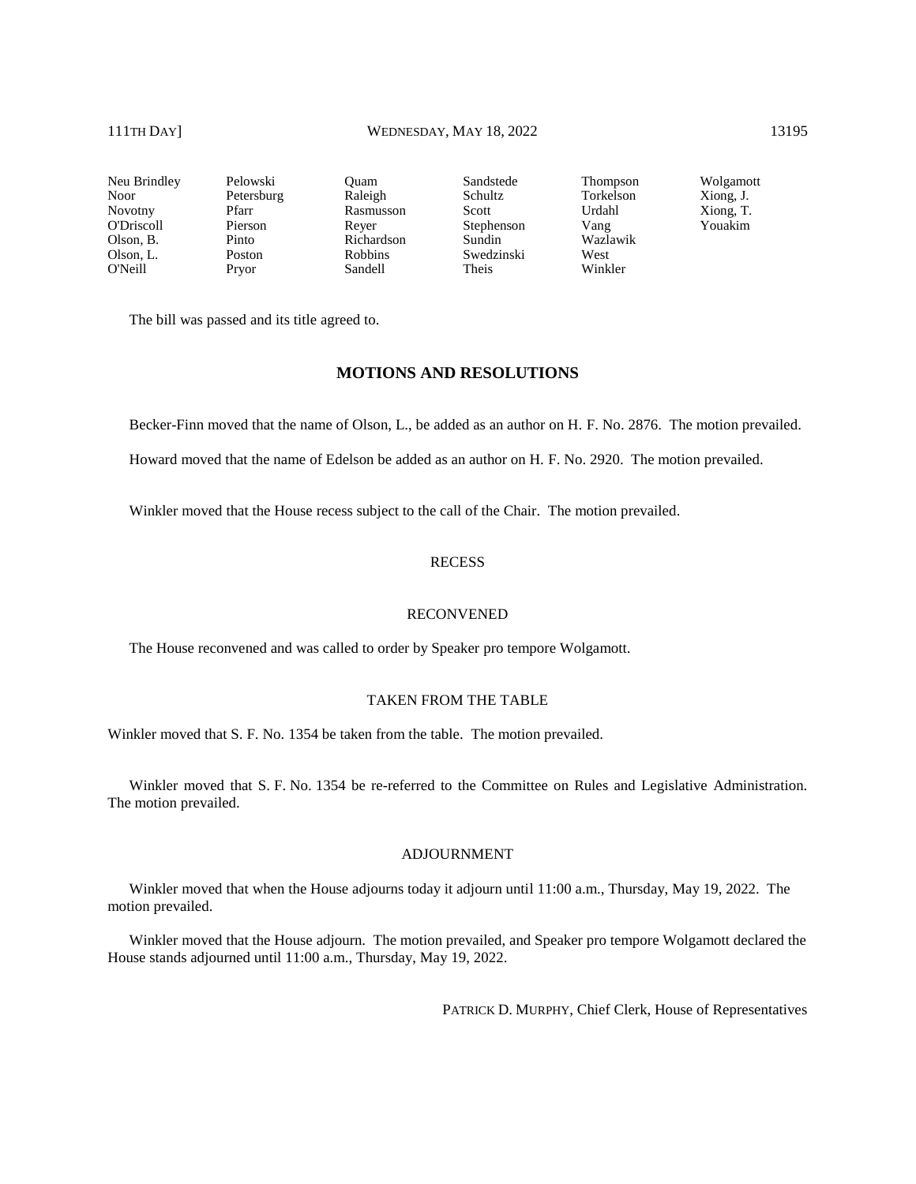| | | | | | |
|---|---|---|---|---|---|
| Neu Brindley | Pelowski | Quam | Sandstede | Thompson | Wolgamott |
| Noor | Petersburg | Raleigh | Schultz | Torkelson | Xiong, J. |
| Novotny | Pfarr | Rasmusson | Scott | Urdahl | Xiong, T. |
| O'Driscoll | Pierson | Reyer | Stephenson | Vang | Youakim |
| Olson, B. | Pinto | Richardson | Sundin | Wazlawik | |
| Olson, L. | Poston | Robbins | Swedzinski | West | |
| O'Neill | Pryor | Sandell | Theis | Winkler | |

The bill was passed and its title agreed to.

## MOTIONS AND RESOLUTIONS

Becker-Finn moved that the name of Olson, L., be added as an author on H. F. No. 2876. The motion prevailed.

Howard moved that the name of Edelson be added as an author on H. F. No. 2920. The motion prevailed.

Winkler moved that the House recess subject to the call of the Chair. The motion prevailed.

### RECESS

### RECONVENED

The House reconvened and was called to order by Speaker pro tempore Wolgamott.

### TAKEN FROM THE TABLE

Winkler moved that S. F. No. 1354 be taken from the table. The motion prevailed.

Winkler moved that S. F. No. 1354 be re-referred to the Committee on Rules and Legislative Administration. The motion prevailed.

### ADJOURNMENT

Winkler moved that when the House adjourns today it adjourn until 11:00 a.m., Thursday, May 19, 2022. The motion prevailed.

Winkler moved that the House adjourn. The motion prevailed, and Speaker pro tempore Wolgamott declared the House stands adjourned until 11:00 a.m., Thursday, May 19, 2022.

PATRICK D. MURPHY, Chief Clerk, House of Representatives